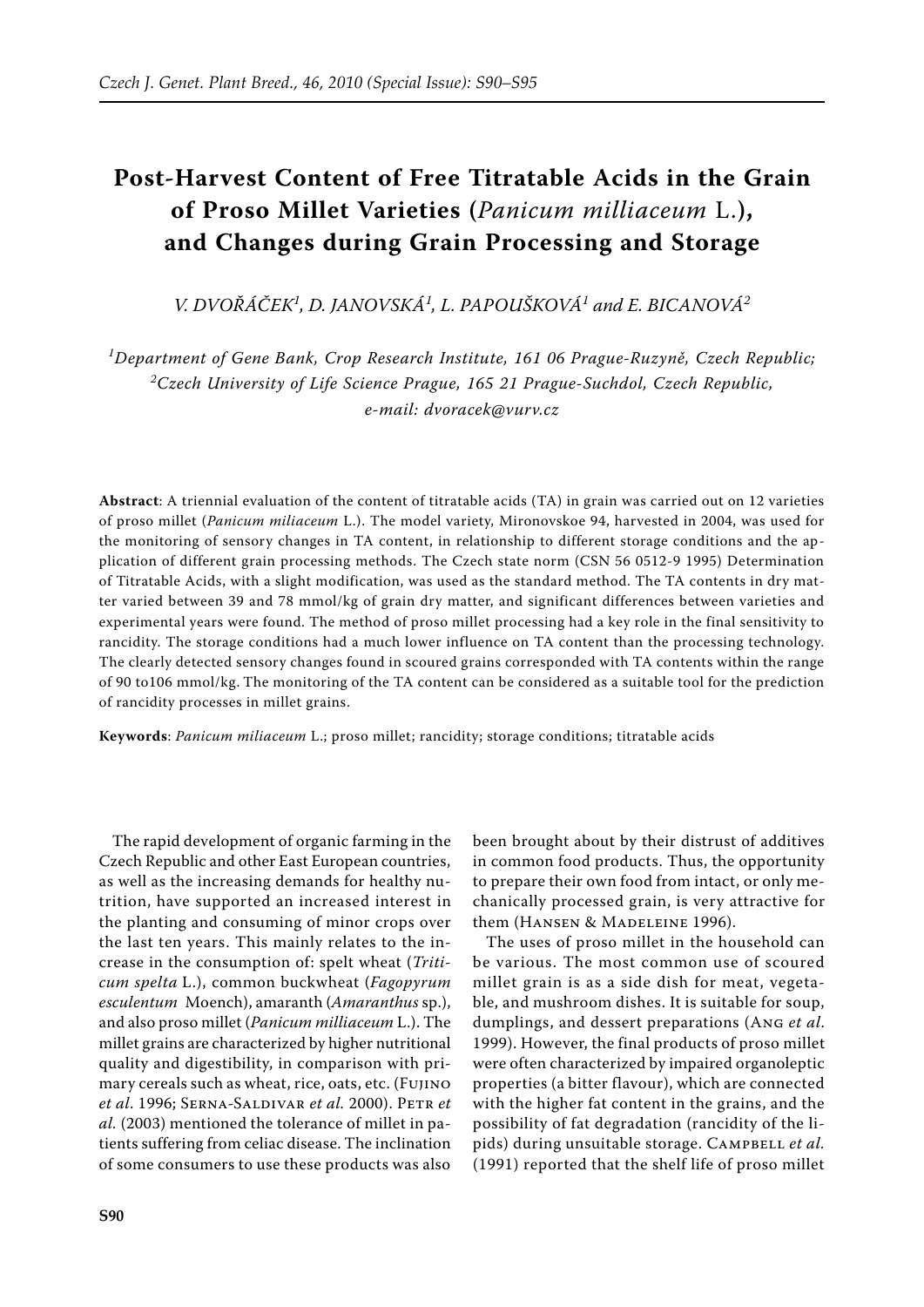# Post-Harvest Content of Free Titratable Acids in the Grain of Proso Millet Varieties (*Panicum milliaceum* L.), and Changes during Grain Processing and Storage

V. DVOŘÁČEK[1], D. JANOVSKÁ[1], L. PAPOUŠKOVÁ[1] and E. BICANOVÁ[2]

[1]Department of Gene Bank, Crop Research Institute, 161 06 Prague-Ruzyně, Czech Republic;
[2]Czech University of Life Science Prague, 165 21 Prague-Suchdol, Czech Republic,
e-mail: dvoracek@vurv.cz

**Abstract**: A triennial evaluation of the content of titratable acids (TA) in grain was carried out on 12 varieties of proso millet (*Panicum miliaceum* L.). The model variety, Mironovskoe 94, harvested in 2004, was used for the monitoring of sensory changes in TA content, in relationship to different storage conditions and the application of different grain processing methods. The Czech state norm (CSN 56 0512-9 1995) Determination of Titratable Acids, with a slight modification, was used as the standard method. The TA contents in dry matter varied between 39 and 78 mmol/kg of grain dry matter, and significant differences between varieties and experimental years were found. The method of proso millet processing had a key role in the final sensitivity to rancidity. The storage conditions had a much lower influence on TA content than the processing technology. The clearly detected sensory changes found in scoured grains corresponded with TA contents within the range of 90 to106 mmol/kg. The monitoring of the TA content can be considered as a suitable tool for the prediction of rancidity processes in millet grains.

**Keywords**: *Panicum miliaceum* L.; proso millet; rancidity; storage conditions; titratable acids

The rapid development of organic farming in the Czech Republic and other East European countries, as well as the increasing demands for healthy nutrition, have supported an increased interest in the planting and consuming of minor crops over the last ten years. This mainly relates to the increase in the consumption of: spelt wheat (*Triticum spelta* L.), common buckwheat (*Fagopyrum esculentum* Moench), amaranth (*Amaranthus* sp.), and also proso millet (*Panicum milliaceum* L.). The millet grains are characterized by higher nutritional quality and digestibility, in comparison with primary cereals such as wheat, rice, oats, etc. (Fujino *et al*. 1996; Serna-Saldivar *et al.* 2000). Petr *et al.* (2003) mentioned the tolerance of millet in patients suffering from celiac disease. The inclination of some consumers to use these products was also been brought about by their distrust of additives in common food products. Thus, the opportunity to prepare their own food from intact, or only mechanically processed grain, is very attractive for them (Hansen & Madeleine 1996).

The uses of proso millet in the household can be various. The most common use of scoured millet grain is as a side dish for meat, vegetable, and mushroom dishes. It is suitable for soup, dumplings, and dessert preparations (Ang *et al*. 1999). However, the final products of proso millet were often characterized by impaired organoleptic properties (a bitter flavour), which are connected with the higher fat content in the grains, and the possibility of fat degradation (rancidity of the lipids) during unsuitable storage. Campbell *et al.* (1991) reported that the shelf life of proso millet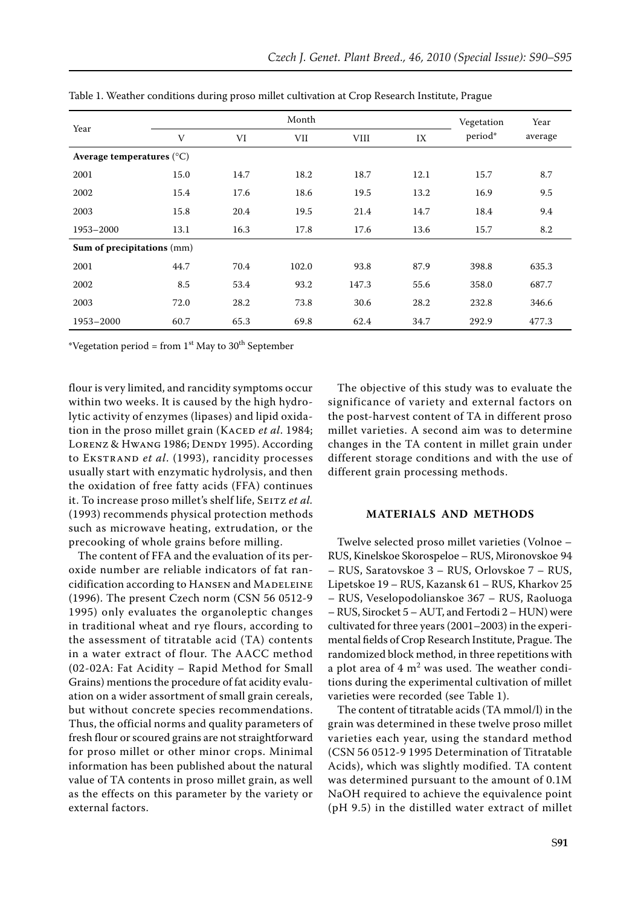Table 1. Weather conditions during proso millet cultivation at Crop Research Institute, Prague

| Year | Month | | | | | Vegetation period* | Year average |
|---|---|---|---|---|---|---|---|
| | V | VI | VII | VIII | IX | | |
| **Average temperatures** (°C) | | | | | | | |
| 2001 | 15.0 | 14.7 | 18.2 | 18.7 | 12.1 | 15.7 | 8.7 |
| 2002 | 15.4 | 17.6 | 18.6 | 19.5 | 13.2 | 16.9 | 9.5 |
| 2003 | 15.8 | 20.4 | 19.5 | 21.4 | 14.7 | 18.4 | 9.4 |
| 1953–2000 | 13.1 | 16.3 | 17.8 | 17.6 | 13.6 | 15.7 | 8.2 |
| **Sum of precipitations** (mm) | | | | | | | |
| 2001 | 44.7 | 70.4 | 102.0 | 93.8 | 87.9 | 398.8 | 635.3 |
| 2002 | 8.5 | 53.4 | 93.2 | 147.3 | 55.6 | 358.0 | 687.7 |
| 2003 | 72.0 | 28.2 | 73.8 | 30.6 | 28.2 | 232.8 | 346.6 |
| 1953–2000 | 60.7 | 65.3 | 69.8 | 62.4 | 34.7 | 292.9 | 477.3 |

*Vegetation period = from 1st May to 30th September

flour is very limited, and rancidity symptoms occur within two weeks. It is caused by the high hydrolytic activity of enzymes (lipases) and lipid oxidation in the proso millet grain (Kaced *et al*. 1984; Lorenz & Hwang 1986; Dendy 1995). According to Ekstrand *et al*. (1993), rancidity processes usually start with enzymatic hydrolysis, and then the oxidation of free fatty acids (FFA) continues it. To increase proso millet's shelf life, Seitz *et al.* (1993) recommends physical protection methods such as microwave heating, extrudation, or the precooking of whole grains before milling.

The content of FFA and the evaluation of its peroxide number are reliable indicators of fat rancidification according to Hansen and Madeleine (1996). The present Czech norm (CSN 56 0512-9 1995) only evaluates the organoleptic changes in traditional wheat and rye flours, according to the assessment of titratable acid (TA) contents in a water extract of flour. The AACC method (02-02A: Fat Acidity – Rapid Method for Small Grains) mentions the procedure of fat acidity evaluation on a wider assortment of small grain cereals, but without concrete species recommendations. Thus, the official norms and quality parameters of fresh flour or scoured grains are not straightforward for proso millet or other minor crops. Minimal information has been published about the natural value of TA contents in proso millet grain, as well as the effects on this parameter by the variety or external factors.

The objective of this study was to evaluate the significance of variety and external factors on the post-harvest content of TA in different proso millet varieties. A second aim was to determine changes in the TA content in millet grain under different storage conditions and with the use of different grain processing methods.

## MATERIALS AND METHODS

Twelve selected proso millet varieties (Volnoe – RUS, Kinelskoe Skorospeloe – RUS, Mironovskoe 94 – RUS, Saratovskoe 3 – RUS, Orlovskoe 7 – RUS, Lipetskoe 19 – RUS, Kazansk 61 – RUS, Kharkov 25 – RUS, Veselopodolianskoe 367 – RUS, Raoluoga – RUS, Sirocket 5 – AUT, and Fertodi 2 – HUN) were cultivated for three years (2001–2003) in the experimental fields of Crop Research Institute, Prague. The randomized block method, in three repetitions with a plot area of 4 $m^2$ was used. The weather conditions during the experimental cultivation of millet varieties were recorded (see Table 1).

The content of titratable acids (TA mmol/l) in the grain was determined in these twelve proso millet varieties each year, using the standard method (CSN 56 0512-9 1995 Determination of Titratable Acids), which was slightly modified. TA content was determined pursuant to the amount of 0.1M NaOH required to achieve the equivalence point (pH 9.5) in the distilled water extract of millet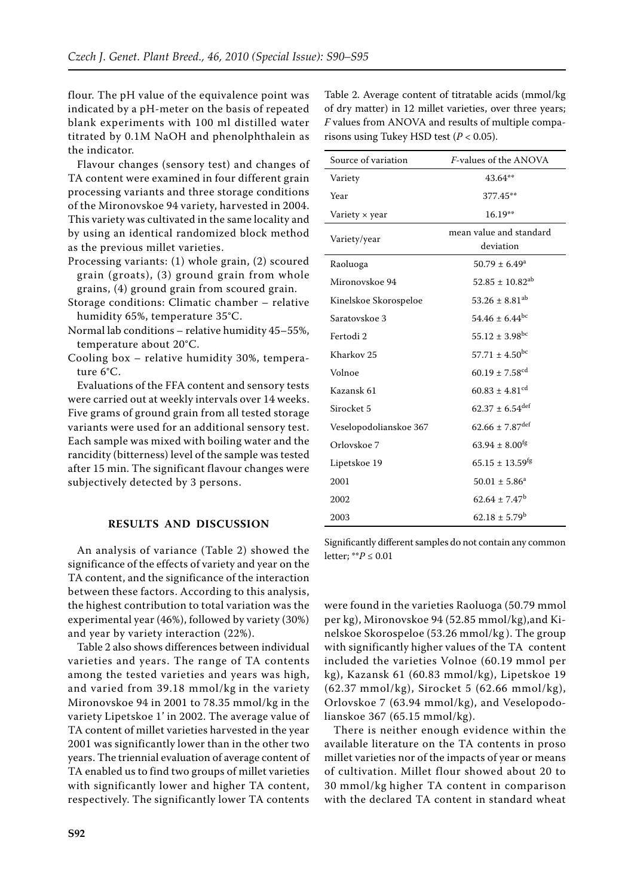flour. The pH value of the equivalence point was indicated by a pH-meter on the basis of repeated blank experiments with 100 ml distilled water titrated by 0.1M NaOH and phenolphthalein as the indicator.

Flavour changes (sensory test) and changes of TA content were examined in four different grain processing variants and three storage conditions of the Mironovskoe 94 variety, harvested in 2004. This variety was cultivated in the same locality and by using an identical randomized block method as the previous millet varieties.

Processing variants: (1) whole grain, (2) scoured grain (groats), (3) ground grain from whole grains, (4) ground grain from scoured grain.

Storage conditions: Climatic chamber – relative humidity 65%, temperature 35°C.

Normal lab conditions – relative humidity 45–55%, temperature about 20°C.

Cooling box – relative humidity 30%, temperature 6°C.

Evaluations of the FFA content and sensory tests were carried out at weekly intervals over 14 weeks. Five grams of ground grain from all tested storage variants were used for an additional sensory test. Each sample was mixed with boiling water and the rancidity (bitterness) level of the sample was tested after 15 min. The significant flavour changes were subjectively detected by 3 persons.

## RESULTS AND DISCUSSION

An analysis of variance (Table 2) showed the significance of the effects of variety and year on the TA content, and the significance of the interaction between these factors. According to this analysis, the highest contribution to total variation was the experimental year (46%), followed by variety (30%) and year by variety interaction (22%).

Table 2 also shows differences between individual varieties and years. The range of TA contents among the tested varieties and years was high, and varied from 39.18 mmol/kg in the variety Mironovskoe 94 in 2001 to 78.35 mmol/kg in the variety Lipetskoe 1' in 2002. The average value of TA content of millet varieties harvested in the year 2001 was significantly lower than in the other two years. The triennial evaluation of average content of TA enabled us to find two groups of millet varieties with significantly lower and higher TA content, respectively. The significantly lower TA contents were found in the varieties Raoluoga (50.79 mmol per kg), Mironovskoe 94 (52.85 mmol/kg),and Kinelskoe Skorospeloe (53.26 mmol/kg ). The group with significantly higher values of the TA content included the varieties Volnoe (60.19 mmol per kg), Kazansk 61 (60.83 mmol/kg), Lipetskoe 19 (62.37 mmol/kg), Sirocket 5 (62.66 mmol/kg), Orlovskoe 7 (63.94 mmol/kg), and Veselopodolianskoe 367 (65.15 mmol/kg).

Table 2. Average content of titratable acids (mmol/kg of dry matter) in 12 millet varieties, over three years; *F* values from ANOVA and results of multiple comparisons using Tukey HSD test ($P < 0.05$).

| Source of variation | *F*-values of the ANOVA |
|---|---|
| Variety | 43.64** |
| Year | 377.45** |
| Variety × year | 16.19** |
| Variety/year | mean value and standard deviation |
| Raoluoga | $50.79 \pm 6.49^{a}$ |
| Mironovskoe 94 | $52.85 \pm 10.82^{ab}$ |
| Kinelskoe Skorospeloe | $53.26 \pm 8.81^{ab}$ |
| Saratovskoe 3 | $54.46 \pm 6.44^{bc}$ |
| Fertodi 2 | $55.12 \pm 3.98^{bc}$ |
| Kharkov 25 | $57.71 \pm 4.50^{bc}$ |
| Volnoe | $60.19 \pm 7.58^{cd}$ |
| Kazansk 61 | $60.83 \pm 4.81^{cd}$ |
| Sirocket 5 | $62.37 \pm 6.54^{def}$ |
| Veselopodolianskoe 367 | $62.66 \pm 7.87^{def}$ |
| Orlovskoe 7 | $63.94 \pm 8.00^{fg}$ |
| Lipetskoe 19 | $65.15 \pm 13.59^{fg}$ |
| 2001 | $50.01 \pm 5.86^{a}$ |
| 2002 | $62.64 \pm 7.47^{b}$ |
| 2003 | $62.18 \pm 5.79^{b}$ |

Significantly different samples do not contain any common letter; $^{**}P \leq 0.01$

There is neither enough evidence within the available literature on the TA contents in proso millet varieties nor of the impacts of year or means of cultivation. Millet flour showed about 20 to 30 mmol/kg higher TA content in comparison with the declared TA content in standard wheat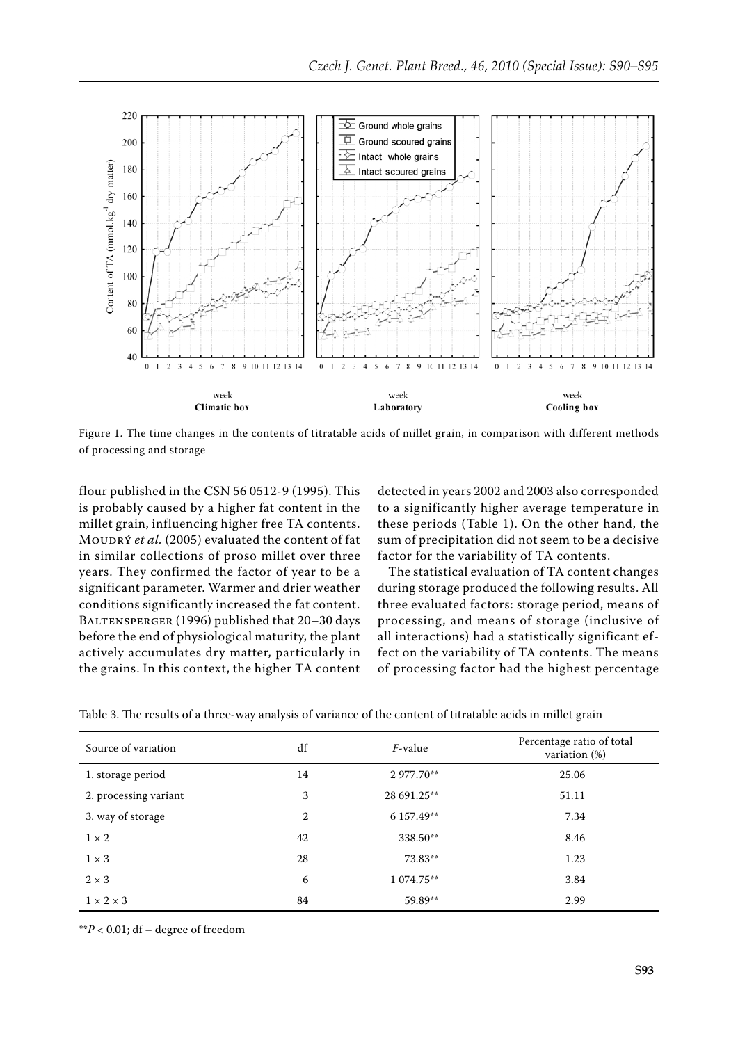Figure 1. The time changes in the contents of titratable acids of millet grain, in comparison with different methods of processing and storage

flour published in the CSN 56 0512-9 (1995). This is probably caused by a higher fat content in the millet grain, influencing higher free TA contents. Moudrý *et al.* (2005) evaluated the content of fat in similar collections of proso millet over three years. They confirmed the factor of year to be a significant parameter. Warmer and drier weather conditions significantly increased the fat content. Baltensperger (1996) published that 20–30 days before the end of physiological maturity, the plant actively accumulates dry matter, particularly in the grains. In this context, the higher TA content detected in years 2002 and 2003 also corresponded to a significantly higher average temperature in these periods (Table 1). On the other hand, the sum of precipitation did not seem to be a decisive factor for the variability of TA contents.

The statistical evaluation of TA content changes during storage produced the following results. All three evaluated factors: storage period, means of processing, and means of storage (inclusive of all interactions) had a statistically significant effect on the variability of TA contents. The means of processing factor had the highest percentage

Table 3. The results of a three-way analysis of variance of the content of titratable acids in millet grain

| Source of variation | df | *F*-value | Percentage ratio of total variation (%) |
|---|---|---|---|
| 1. storage period | 14 | 2 977.70** | 25.06 |
| 2. processing variant | 3 | 28 691.25** | 51.11 |
| 3. way of storage | 2 | 6 157.49** | 7.34 |
| 1 × 2 | 42 | 338.50** | 8.46 |
| 1 × 3 | 28 | 73.83** | 1.23 |
| 2 × 3 | 6 | 1 074.75** | 3.84 |
| 1 × 2 × 3 | 84 | 59.89** | 2.99 |

**$P < 0.01$; df – degree of freedom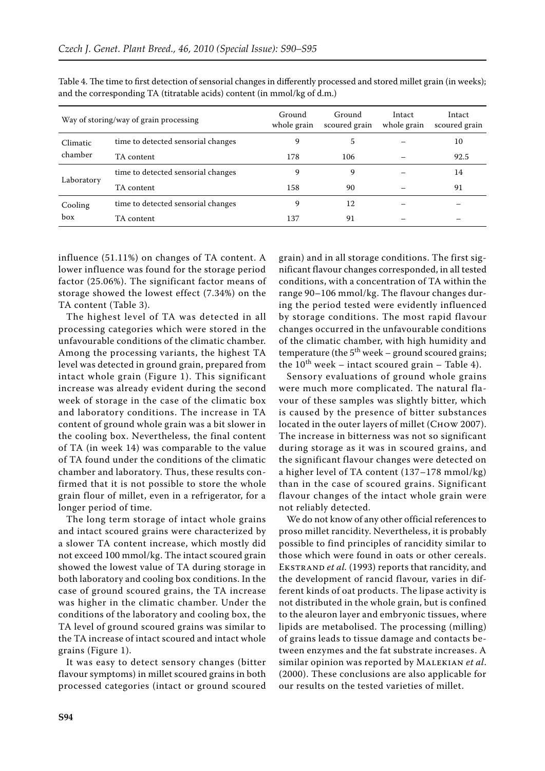Table 4. The time to first detection of sensorial changes in differently processed and stored millet grain (in weeks); and the corresponding TA (titratable acids) content (in mmol/kg of d.m.)

| Way of storing/way of grain processing | | Ground whole grain | Ground scoured grain | Intact whole grain | Intact scoured grain |
|---|---|---|---|---|---|
| Climatic chamber | time to detected sensorial changes | 9 | 5 | – | 10 |
| | TA content | 178 | 106 | – | 92.5 |
| Laboratory | time to detected sensorial changes | 9 | 9 | – | 14 |
| | TA content | 158 | 90 | – | 91 |
| Cooling box | time to detected sensorial changes | 9 | 12 | – | – |
| | TA content | 137 | 91 | – | – |

influence (51.11%) on changes of TA content. A lower influence was found for the storage period factor (25.06%). The significant factor means of storage showed the lowest effect (7.34%) on the TA content (Table 3).

The highest level of TA was detected in all processing categories which were stored in the unfavourable conditions of the climatic chamber. Among the processing variants, the highest TA level was detected in ground grain, prepared from intact whole grain (Figure 1). This significant increase was already evident during the second week of storage in the case of the climatic box and laboratory conditions. The increase in TA content of ground whole grain was a bit slower in the cooling box. Nevertheless, the final content of TA (in week 14) was comparable to the value of TA found under the conditions of the climatic chamber and laboratory. Thus, these results confirmed that it is not possible to store the whole grain flour of millet, even in a refrigerator, for a longer period of time.

The long term storage of intact whole grains and intact scoured grains were characterized by a slower TA content increase, which mostly did not exceed 100 mmol/kg. The intact scoured grain showed the lowest value of TA during storage in both laboratory and cooling box conditions. In the case of ground scoured grains, the TA increase was higher in the climatic chamber. Under the conditions of the laboratory and cooling box, the TA level of ground scoured grains was similar to the TA increase of intact scoured and intact whole grains (Figure 1).

It was easy to detect sensory changes (bitter flavour symptoms) in millet scoured grains in both processed categories (intact or ground scoured grain) and in all storage conditions. The first significant flavour changes corresponded, in all tested conditions, with a concentration of TA within the range 90–106 mmol/kg. The flavour changes during the period tested were evidently influenced by storage conditions. The most rapid flavour changes occurred in the unfavourable conditions of the climatic chamber, with high humidity and temperature (the 5$^{th}$ week – ground scoured grains; the 10$^{th}$ week – intact scoured grain – Table 4).

Sensory evaluations of ground whole grains were much more complicated. The natural flavour of these samples was slightly bitter, which is caused by the presence of bitter substances located in the outer layers of millet (Chow 2007). The increase in bitterness was not so significant during storage as it was in scoured grains, and the significant flavour changes were detected on a higher level of TA content (137–178 mmol/kg) than in the case of scoured grains. Significant flavour changes of the intact whole grain were not reliably detected.

We do not know of any other official references to proso millet rancidity. Nevertheless, it is probably possible to find principles of rancidity similar to those which were found in oats or other cereals. Ekstrand *et al.* (1993) reports that rancidity, and the development of rancid flavour, varies in different kinds of oat products. The lipase activity is not distributed in the whole grain, but is confined to the aleuron layer and embryonic tissues, where lipids are metabolised. The processing (milling) of grains leads to tissue damage and contacts between enzymes and the fat substrate increases. A similar opinion was reported by Malekian *et al*. (2000). These conclusions are also applicable for our results on the tested varieties of millet.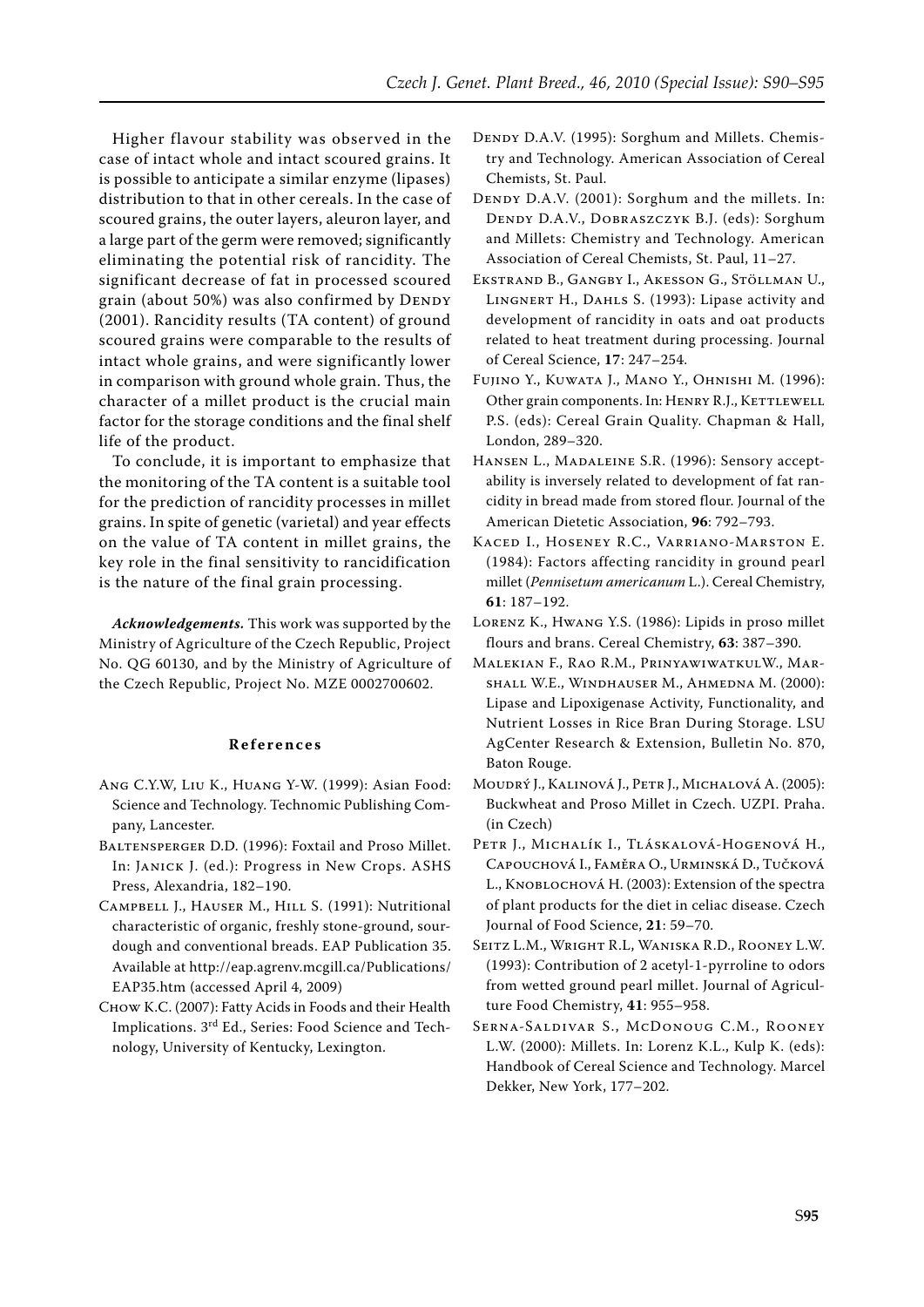Higher flavour stability was observed in the case of intact whole and intact scoured grains. It is possible to anticipate a similar enzyme (lipases) distribution to that in other cereals. In the case of scoured grains, the outer layers, aleuron layer, and a large part of the germ were removed; significantly eliminating the potential risk of rancidity. The significant decrease of fat in processed scoured grain (about 50%) was also confirmed by Dendy (2001). Rancidity results (TA content) of ground scoured grains were comparable to the results of intact whole grains, and were significantly lower in comparison with ground whole grain. Thus, the character of a millet product is the crucial main factor for the storage conditions and the final shelf life of the product.

To conclude, it is important to emphasize that the monitoring of the TA content is a suitable tool for the prediction of rancidity processes in millet grains. In spite of genetic (varietal) and year effects on the value of TA content in millet grains, the key role in the final sensitivity to rancidification is the nature of the final grain processing.

***Acknowledgements.*** This work was supported by the Ministry of Agriculture of the Czech Republic, Project No. QG 60130, and by the Ministry of Agriculture of the Czech Republic, Project No. MZE 0002700602.

## References

Ang C.Y.W, Liu K., Huang Y-W. (1999): Asian Food: Science and Technology. Technomic Publishing Company, Lancester.

Baltensperger D.D. (1996): Foxtail and Proso Millet. In: Janick J. (ed.): Progress in New Crops. ASHS Press, Alexandria, 182–190.

Campbell J., Hauser M., Hill S. (1991): Nutritional characteristic of organic, freshly stone-ground, sourdough and conventional breads. EAP Publication 35. Available at http://eap.agrenv.mcgill.ca/Publications/EAP35.htm (accessed April 4, 2009)

Chow K.C. (2007): Fatty Acids in Foods and their Health Implications. 3rd Ed., Series: Food Science and Technology, University of Kentucky, Lexington.

Dendy D.A.V. (1995): Sorghum and Millets. Chemistry and Technology. American Association of Cereal Chemists, St. Paul.

Dendy D.A.V. (2001): Sorghum and the millets. In: Dendy D.A.V., Dobraszczyk B.J. (eds): Sorghum and Millets: Chemistry and Technology. American Association of Cereal Chemists, St. Paul, 11–27.

Ekstrand B., Gangby I., Akesson G., Stöllman U., Lingnert H., Dahls S. (1993): Lipase activity and development of rancidity in oats and oat products related to heat treatment during processing. Journal of Cereal Science, **17**: 247–254.

Fujino Y., Kuwata J., Mano Y., Ohnishi M. (1996): Other grain components. In: Henry R.J., Kettlewell P.S. (eds): Cereal Grain Quality. Chapman & Hall, London, 289–320.

Hansen L., Madaleine S.R. (1996): Sensory acceptability is inversely related to development of fat rancidity in bread made from stored flour. Journal of the American Dietetic Association, **96**: 792–793.

Kaced I., Hoseney R.C., Varriano-Marston E. (1984): Factors affecting rancidity in ground pearl millet (*Pennisetum americanum* L.). Cereal Chemistry, **61**: 187–192.

Lorenz K., Hwang Y.S. (1986): Lipids in proso millet flours and brans. Cereal Chemistry, **63**: 387–390.

Malekian F., Rao R.M., PrinyawiwatkulW., Marshall W.E., Windhauser M., Ahmedna M. (2000): Lipase and Lipoxigenase Activity, Functionality, and Nutrient Losses in Rice Bran During Storage. LSU AgCenter Research & Extension, Bulletin No. 870, Baton Rouge.

Moudrý J., Kalinová J., Petr J., Michalová A. (2005): Buckwheat and Proso Millet in Czech. UZPI. Praha. (in Czech)

Petr J., Michalík I., Tláskalová-Hogenová H., Capouchová I., Faměra O., Urminská D., Tučková L., Knoblochová H. (2003): Extension of the spectra of plant products for the diet in celiac disease. Czech Journal of Food Science, **21**: 59–70.

Seitz L.M., Wright R.L, Waniska R.D., Rooney L.W. (1993): Contribution of 2 acetyl-1-pyrroline to odors from wetted ground pearl millet. Journal of Agriculture Food Chemistry, **41**: 955–958.

Serna-Saldivar S., McDonoug C.M., Rooney L.W. (2000): Millets. In: Lorenz K.L., Kulp K. (eds): Handbook of Cereal Science and Technology. Marcel Dekker, New York, 177–202.